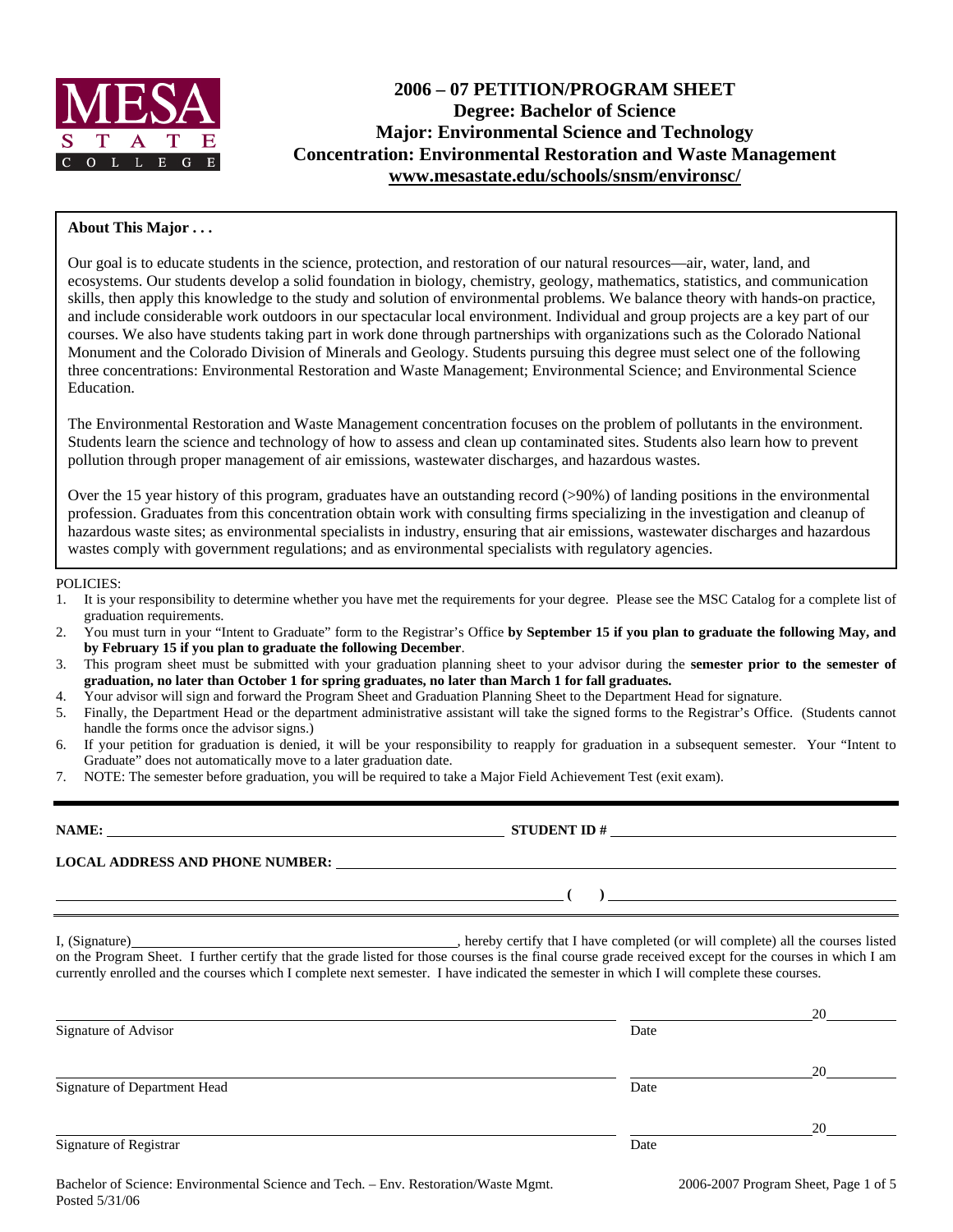# 2006 – 07 PETITION/PROGRAM SHEET
## Degree: Bachelor of Science
## Major: Environmental Science and Technology
## Concentration: Environmental Restoration and Waste Management
www.mesastate.edu/schools/snsm/environsc/

**About This Major . . .**

Our goal is to educate students in the science, protection, and restoration of our natural resources—air, water, land, and ecosystems. Our students develop a solid foundation in biology, chemistry, geology, mathematics, statistics, and communication skills, then apply this knowledge to the study and solution of environmental problems. We balance theory with hands-on practice, and include considerable work outdoors in our spectacular local environment. Individual and group projects are a key part of our courses. We also have students taking part in work done through partnerships with organizations such as the Colorado National Monument and the Colorado Division of Minerals and Geology. Students pursuing this degree must select one of the following three concentrations: Environmental Restoration and Waste Management; Environmental Science; and Environmental Science Education.

The Environmental Restoration and Waste Management concentration focuses on the problem of pollutants in the environment. Students learn the science and technology of how to assess and clean up contaminated sites. Students also learn how to prevent pollution through proper management of air emissions, wastewater discharges, and hazardous wastes.

Over the 15 year history of this program, graduates have an outstanding record (>90%) of landing positions in the environmental profession. Graduates from this concentration obtain work with consulting firms specializing in the investigation and cleanup of hazardous waste sites; as environmental specialists in industry, ensuring that air emissions, wastewater discharges and hazardous wastes comply with government regulations; and as environmental specialists with regulatory agencies.

POLICIES:

1. It is your responsibility to determine whether you have met the requirements for your degree. Please see the MSC Catalog for a complete list of graduation requirements.
2. You must turn in your "Intent to Graduate" form to the Registrar's Office **by September 15 if you plan to graduate the following May, and by February 15 if you plan to graduate the following December**.
3. This program sheet must be submitted with your graduation planning sheet to your advisor during the **semester prior to the semester of graduation, no later than October 1 for spring graduates, no later than March 1 for fall graduates.**
4. Your advisor will sign and forward the Program Sheet and Graduation Planning Sheet to the Department Head for signature.
5. Finally, the Department Head or the department administrative assistant will take the signed forms to the Registrar's Office. (Students cannot handle the forms once the advisor signs.)
6. If your petition for graduation is denied, it will be your responsibility to reapply for graduation in a subsequent semester. Your "Intent to Graduate" does not automatically move to a later graduation date.
7. NOTE: The semester before graduation, you will be required to take a Major Field Achievement Test (exit exam).

---

**NAME:** ______________________________ **STUDENT ID #** ______________________________

**LOCAL ADDRESS AND PHONE NUMBER:** ______________________________

______________________________ ( ) ______________________________

I, (Signature)______________________________, hereby certify that I have completed (or will complete) all the courses listed on the Program Sheet. I further certify that the grade listed for those courses is the final course grade received except for the courses in which I am currently enrolled and the courses which I complete next semester. I have indicated the semester in which I will complete these courses.

______________________________ ______________20______
Signature of Advisor Date

______________________________ ______________20______
Signature of Department Head Date

______________________________ ______________20______
Signature of Registrar Date

Bachelor of Science: Environmental Science and Tech. – Env. Restoration/Waste Mgmt.
Posted 5/31/06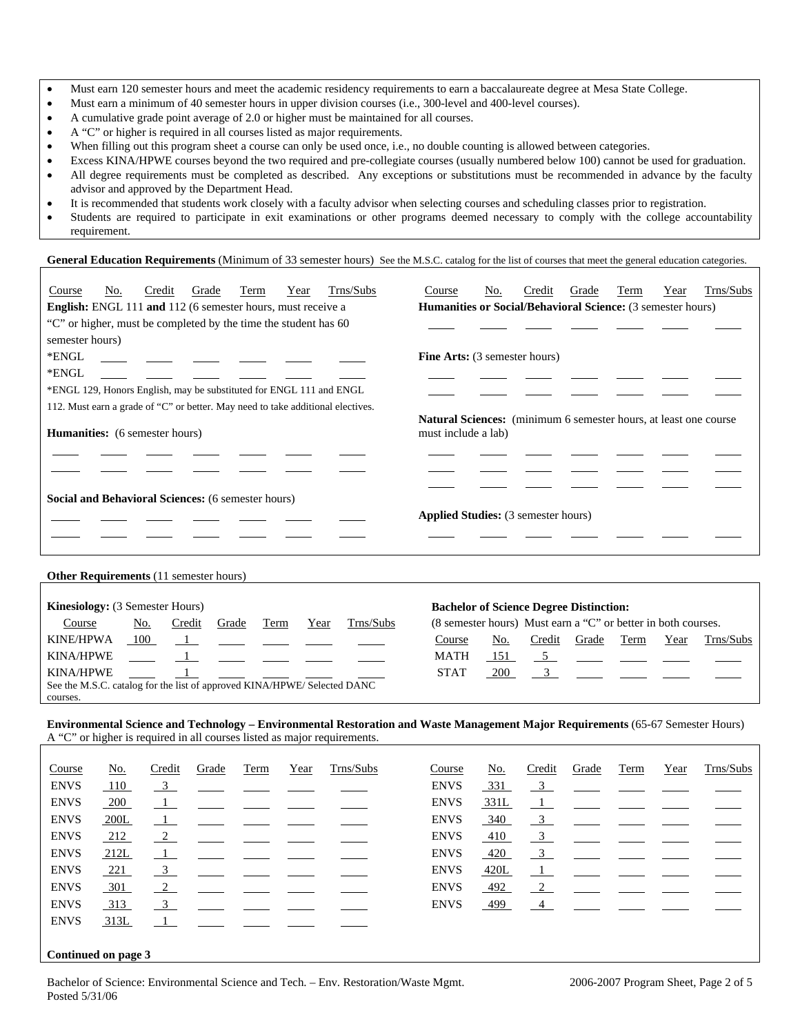- Must earn 120 semester hours and meet the academic residency requirements to earn a baccalaureate degree at Mesa State College.
- Must earn a minimum of 40 semester hours in upper division courses (i.e., 300-level and 400-level courses).
- A cumulative grade point average of 2.0 or higher must be maintained for all courses.
- A "C" or higher is required in all courses listed as major requirements.
- When filling out this program sheet a course can only be used once, i.e., no double counting is allowed between categories.
- Excess KINA/HPWE courses beyond the two required and pre-collegiate courses (usually numbered below 100) cannot be used for graduation.
- All degree requirements must be completed as described. Any exceptions or substitutions must be recommended in advance by the faculty advisor and approved by the Department Head.
- It is recommended that students work closely with a faculty advisor when selecting courses and scheduling classes prior to registration.
- Students are required to participate in exit examinations or other programs deemed necessary to comply with the college accountability requirement.

**General Education Requirements** (Minimum of 33 semester hours) See the M.S.C. catalog for the list of courses that meet the general education categories.

**English:** ENGL 111 **and** 112 (6 semester hours, must receive a "C" or higher, must be completed by the time the student has 60 semester hours)

| Course | No. | Credit | Grade | Term | Year | Trns/Subs |
|---|---|---|---|---|---|---|
| *ENGL | | | | | | |
| *ENGL | | | | | | |

*ENGL 129, Honors English, may be substituted for ENGL 111 and ENGL 112. Must earn a grade of "C" or better. May need to take additional electives.

**Humanities:** (6 semester hours)

| Course | No. | Credit | Grade | Term | Year | Trns/Subs |
|---|---|---|---|---|---|---|
| | | | | | | |
| | | | | | | |

**Social and Behavioral Sciences:** (6 semester hours)

| Course | No. | Credit | Grade | Term | Year | Trns/Subs |
|---|---|---|---|---|---|---|
| | | | | | | |
| | | | | | | |

**Humanities or Social/Behavioral Science:** (3 semester hours)

| Course | No. | Credit | Grade | Term | Year | Trns/Subs |
|---|---|---|---|---|---|---|
| | | | | | | |

**Fine Arts:** (3 semester hours)

| Course | No. | Credit | Grade | Term | Year | Trns/Subs |
|---|---|---|---|---|---|---|
| | | | | | | |
| | | | | | | |

**Natural Sciences:** (minimum 6 semester hours, at least one course must include a lab)

| Course | No. | Credit | Grade | Term | Year | Trns/Subs |
|---|---|---|---|---|---|---|
| | | | | | | |
| | | | | | | |
| | | | | | | |

**Applied Studies:** (3 semester hours)

| Course | No. | Credit | Grade | Term | Year | Trns/Subs |
|---|---|---|---|---|---|---|
| | | | | | | |

**Other Requirements** (11 semester hours)

**Kinesiology:** (3 Semester Hours)

| Course | No. | Credit | Grade | Term | Year | Trns/Subs |
|---|---|---|---|---|---|---|
| KINE/HPWA | 100 | 1 | | | | |
| KINA/HPWE | | 1 | | | | |
| KINA/HPWE | | 1 | | | | |

See the M.S.C. catalog for the list of approved KINA/HPWE/ Selected DANC courses.

**Bachelor of Science Degree Distinction:**

(8 semester hours) Must earn a "C" or better in both courses.

| Course | No. | Credit | Grade | Term | Year | Trns/Subs |
|---|---|---|---|---|---|---|
| MATH | 151 | 5 | | | | |
| STAT | 200 | 3 | | | | |

**Environmental Science and Technology – Environmental Restoration and Waste Management Major Requirements** (65-67 Semester Hours)
A "C" or higher is required in all courses listed as major requirements.

| Course | No. | Credit | Grade | Term | Year | Trns/Subs |
|---|---|---|---|---|---|---|
| ENVS | 110 | 3 | | | | |
| ENVS | 200 | 1 | | | | |
| ENVS | 200L | 1 | | | | |
| ENVS | 212 | 2 | | | | |
| ENVS | 212L | 1 | | | | |
| ENVS | 221 | 3 | | | | |
| ENVS | 301 | 2 | | | | |
| ENVS | 313 | 3 | | | | |
| ENVS | 313L | 1 | | | | |
| ENVS | 331 | 3 | | | | |
| ENVS | 331L | 1 | | | | |
| ENVS | 340 | 3 | | | | |
| ENVS | 410 | 3 | | | | |
| ENVS | 420 | 3 | | | | |
| ENVS | 420L | 1 | | | | |
| ENVS | 492 | 2 | | | | |
| ENVS | 499 | 4 | | | | |

**Continued on page 3**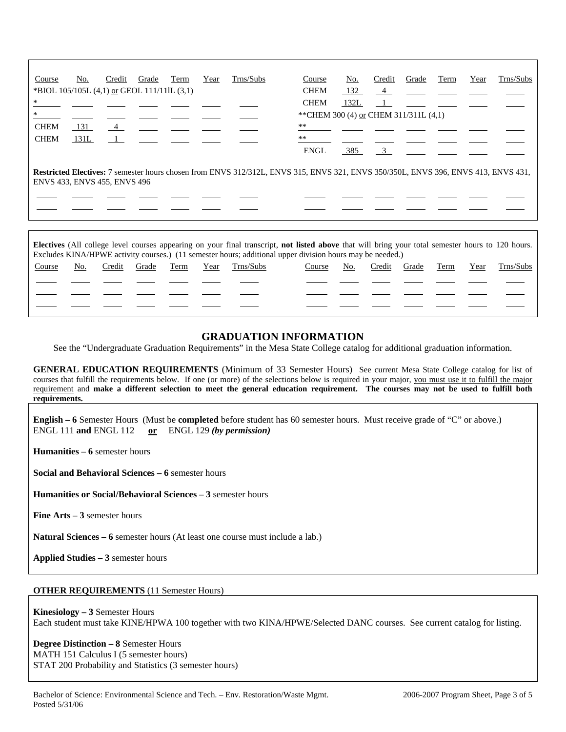| Course | No. | Credit | Grade | Term | Year | Trns/Subs | Course | No. | Credit | Grade | Term | Year | Trns/Subs |
|---|---|---|---|---|---|---|---|---|---|---|---|---|---|
| *BIOL 105/105L (4,1) or GEOL 111/111L (3,1) | | | | | | | CHEM | 132 | 4 | | | | |
| * | | | | | | | CHEM | 132L | 1 | | | | |
| * | | | | | | | **CHEM 300 (4) or CHEM 311/311L (4,1) | | | | | | |
| CHEM | 131 | 4 | | | | | ** | | | | | | |
| CHEM | 131L | 1 | | | | | ** | | | | | | |
| | | | | | | | ENGL | 385 | 3 | | | | |

**Restricted Electives:** 7 semester hours chosen from ENVS 312/312L, ENVS 315, ENVS 321, ENVS 350/350L, ENVS 396, ENVS 413, ENVS 431, ENVS 433, ENVS 455, ENVS 496

| | | | | | | | | | | | | | |
|---|---|---|---|---|---|---|---|---|---|---|---|---|---|
| | | | | | | | | | | | | | |
| | | | | | | | | | | | | | |

**Electives** (All college level courses appearing on your final transcript, **not listed above** that will bring your total semester hours to 120 hours. Excludes KINA/HPWE activity courses.) (11 semester hours; additional upper division hours may be needed.)

| Course | No. | Credit | Grade | Term | Year | Trns/Subs | Course | No. | Credit | Grade | Term | Year | Trns/Subs |
|---|---|---|---|---|---|---|---|---|---|---|---|---|---|
| | | | | | | | | | | | | | |
| | | | | | | | | | | | | | |
| | | | | | | | | | | | | | |

## GRADUATION INFORMATION

See the "Undergraduate Graduation Requirements" in the Mesa State College catalog for additional graduation information.

**GENERAL EDUCATION REQUIREMENTS** (Minimum of 33 Semester Hours) See current Mesa State College catalog for list of courses that fulfill the requirements below. If one (or more) of the selections below is required in your major, you must use it to fulfill the major requirement and **make a different selection to meet the general education requirement. The courses may not be used to fulfill both requirements.**

**English – 6** Semester Hours (Must be **completed** before student has 60 semester hours. Must receive grade of "C" or above.)
ENGL 111 **and** ENGL 112 **or** ENGL 129 ***(by permission)***

**Humanities – 6** semester hours

**Social and Behavioral Sciences – 6** semester hours

**Humanities or Social/Behavioral Sciences – 3** semester hours

**Fine Arts – 3** semester hours

**Natural Sciences – 6** semester hours (At least one course must include a lab.)

**Applied Studies – 3** semester hours

**OTHER REQUIREMENTS** (11 Semester Hours)

**Kinesiology – 3** Semester Hours
Each student must take KINE/HPWA 100 together with two KINA/HPWE/Selected DANC courses. See current catalog for listing.

**Degree Distinction – 8** Semester Hours
MATH 151 Calculus I (5 semester hours)
STAT 200 Probability and Statistics (3 semester hours)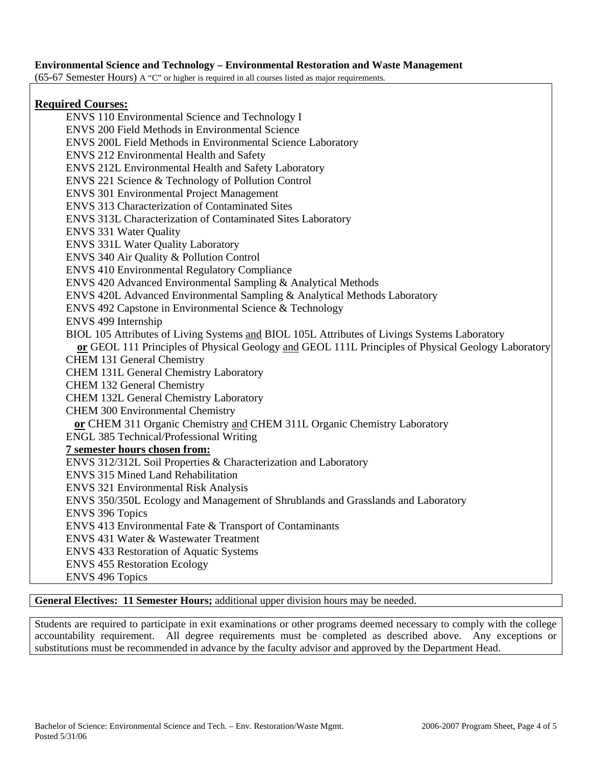**Environmental Science and Technology – Environmental Restoration and Waste Management**

(65-67 Semester Hours) A "C" or higher is required in all courses listed as major requirements.

**Required Courses:**

ENVS 110 Environmental Science and Technology I
ENVS 200 Field Methods in Environmental Science
ENVS 200L Field Methods in Environmental Science Laboratory
ENVS 212 Environmental Health and Safety
ENVS 212L Environmental Health and Safety Laboratory
ENVS 221 Science & Technology of Pollution Control
ENVS 301 Environmental Project Management
ENVS 313 Characterization of Contaminated Sites
ENVS 313L Characterization of Contaminated Sites Laboratory
ENVS 331 Water Quality
ENVS 331L Water Quality Laboratory
ENVS 340 Air Quality & Pollution Control
ENVS 410 Environmental Regulatory Compliance
ENVS 420 Advanced Environmental Sampling & Analytical Methods
ENVS 420L Advanced Environmental Sampling & Analytical Methods Laboratory
ENVS 492 Capstone in Environmental Science & Technology
ENVS 499 Internship
BIOL 105 Attributes of Living Systems and BIOL 105L Attributes of Livings Systems Laboratory
**or** GEOL 111 Principles of Physical Geology and GEOL 111L Principles of Physical Geology Laboratory
CHEM 131 General Chemistry
CHEM 131L General Chemistry Laboratory
CHEM 132 General Chemistry
CHEM 132L General Chemistry Laboratory
CHEM 300 Environmental Chemistry
**or** CHEM 311 Organic Chemistry and CHEM 311L Organic Chemistry Laboratory
ENGL 385 Technical/Professional Writing

**7 semester hours chosen from:**

ENVS 312/312L Soil Properties & Characterization and Laboratory
ENVS 315 Mined Land Rehabilitation
ENVS 321 Environmental Risk Analysis
ENVS 350/350L Ecology and Management of Shrublands and Grasslands and Laboratory
ENVS 396 Topics
ENVS 413 Environmental Fate & Transport of Contaminants
ENVS 431 Water & Wastewater Treatment
ENVS 433 Restoration of Aquatic Systems
ENVS 455 Restoration Ecology
ENVS 496 Topics

**General Electives: 11 Semester Hours;** additional upper division hours may be needed.

Students are required to participate in exit examinations or other programs deemed necessary to comply with the college accountability requirement. All degree requirements must be completed as described above. Any exceptions or substitutions must be recommended in advance by the faculty advisor and approved by the Department Head.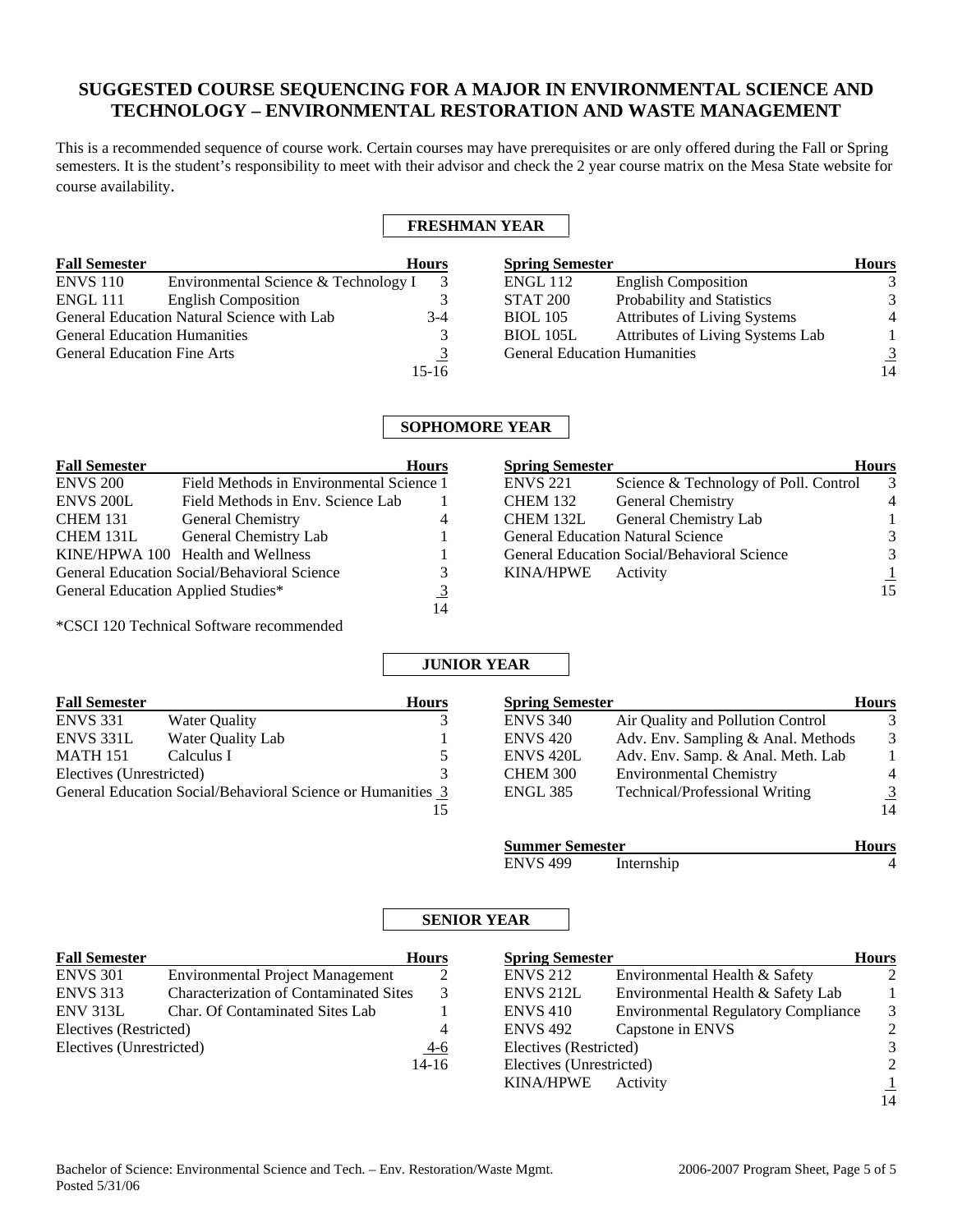# SUGGESTED COURSE SEQUENCING FOR A MAJOR IN ENVIRONMENTAL SCIENCE AND TECHNOLOGY – ENVIRONMENTAL RESTORATION AND WASTE MANAGEMENT

This is a recommended sequence of course work. Certain courses may have prerequisites or are only offered during the Fall or Spring semesters. It is the student's responsibility to meet with their advisor and check the 2 year course matrix on the Mesa State website for course availability.

## FRESHMAN YEAR

| Fall Semester | | Hours |
|---|---|---|
| ENVS 110 | Environmental Science & Technology I | 3 |
| ENGL 111 | English Composition | 3 |
| General Education Natural Science with Lab | | 3-4 |
| General Education Humanities | | 3 |
| General Education Fine Arts | | 3 |
| | | 15-16 |

| Spring Semester | | Hours |
|---|---|---|
| ENGL 112 | English Composition | 3 |
| STAT 200 | Probability and Statistics | 3 |
| BIOL 105 | Attributes of Living Systems | 4 |
| BIOL 105L | Attributes of Living Systems Lab | 1 |
| General Education Humanities | | 3 |
| | | 14 |

## SOPHOMORE YEAR

| Fall Semester | | Hours |
|---|---|---|
| ENVS 200 | Field Methods in Environmental Science | 1 |
| ENVS 200L | Field Methods in Env. Science Lab | 1 |
| CHEM 131 | General Chemistry | 4 |
| CHEM 131L | General Chemistry Lab | 1 |
| KINE/HPWA 100 | Health and Wellness | 1 |
| General Education Social/Behavioral Science | | 3 |
| General Education Applied Studies* | | 3 |
| | | 14 |

*CSCI 120 Technical Software recommended

| Spring Semester | | Hours |
|---|---|---|
| ENVS 221 | Science & Technology of Poll. Control | 3 |
| CHEM 132 | General Chemistry | 4 |
| CHEM 132L | General Chemistry Lab | 1 |
| General Education Natural Science | | 3 |
| General Education Social/Behavioral Science | | 3 |
| KINA/HPWE | Activity | 1 |
| | | 15 |

## JUNIOR YEAR

| Fall Semester | | Hours |
|---|---|---|
| ENVS 331 | Water Quality | 3 |
| ENVS 331L | Water Quality Lab | 1 |
| MATH 151 | Calculus I | 5 |
| Electives (Unrestricted) | | 3 |
| General Education Social/Behavioral Science or Humanities | | 3 |
| | | 15 |

| Spring Semester | | Hours |
|---|---|---|
| ENVS 340 | Air Quality and Pollution Control | 3 |
| ENVS 420 | Adv. Env. Sampling & Anal. Methods | 3 |
| ENVS 420L | Adv. Env. Samp. & Anal. Meth. Lab | 1 |
| CHEM 300 | Environmental Chemistry | 4 |
| ENGL 385 | Technical/Professional Writing | 3 |
| | | 14 |

| Summer Semester | | Hours |
|---|---|---|
| ENVS 499 | Internship | 4 |

## SENIOR YEAR

| Fall Semester | | Hours |
|---|---|---|
| ENVS 301 | Environmental Project Management | 2 |
| ENVS 313 | Characterization of Contaminated Sites | 3 |
| ENV 313L | Char. Of Contaminated Sites Lab | 1 |
| Electives (Restricted) | | 4 |
| Electives (Unrestricted) | | 4-6 |
| | | 14-16 |

| Spring Semester | | Hours |
|---|---|---|
| ENVS 212 | Environmental Health & Safety | 2 |
| ENVS 212L | Environmental Health & Safety Lab | 1 |
| ENVS 410 | Environmental Regulatory Compliance | 3 |
| ENVS 492 | Capstone in ENVS | 2 |
| Electives (Restricted) | | 3 |
| Electives (Unrestricted) | | 2 |
| KINA/HPWE | Activity | 1 |
| | | 14 |

Bachelor of Science: Environmental Science and Tech. – Env. Restoration/Waste Mgmt.
Posted 5/31/06